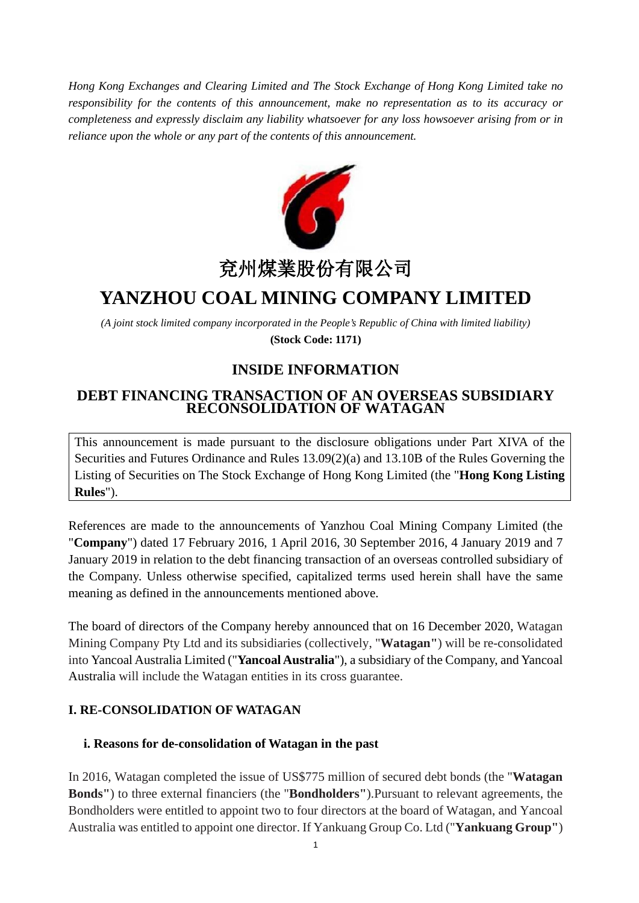*Hong Kong Exchanges and Clearing Limited and The Stock Exchange of Hong Kong Limited take no responsibility for the contents of this announcement, make no representation as to its accuracy or completeness and expressly disclaim any liability whatsoever for any loss howsoever arising from or in reliance upon the whole or any part of the contents of this announcement.*

# 兗州煤業股份有限公司

# YANZHOU COAL MINING COMPANY LIMITED

*(A joint stock limited company incorporated in the People's Republic of China with limited liability)*

**(Stock Code: 1171)**

## INSIDE INFORMATION

## DEBT FINANCING TRANSACTION OF AN OVERSEAS SUBSIDIARY RECONSOLIDATION OF WATAGAN

This announcement is made pursuant to the disclosure obligations under Part XIVA of the Securities and Futures Ordinance and Rules 13.09(2)(a) and 13.10B of the Rules Governing the Listing of Securities on The Stock Exchange of Hong Kong Limited (the "**Hong Kong Listing Rules**").

References are made to the announcements of Yanzhou Coal Mining Company Limited (the "**Company**") dated 17 February 2016, 1 April 2016, 30 September 2016, 4 January 2019 and 7 January 2019 in relation to the debt financing transaction of an overseas controlled subsidiary of the Company. Unless otherwise specified, capitalized terms used herein shall have the same meaning as defined in the announcements mentioned above.

The board of directors of the Company hereby announced that on 16 December 2020, Watagan Mining Company Pty Ltd and its subsidiaries (collectively, "**Watagan**") will be re-consolidated into Yancoal Australia Limited ("**Yancoal Australia**"), a subsidiary of the Company, and Yancoal Australia will include the Watagan entities in its cross guarantee.

### I. RE-CONSOLIDATION OF WATAGAN

#### i. Reasons for de-consolidation of Watagan in the past

In 2016, Watagan completed the issue of US$775 million of secured debt bonds (the "**Watagan Bonds**") to three external financiers (the "**Bondholders**").Pursuant to relevant agreements, the Bondholders were entitled to appoint two to four directors at the board of Watagan, and Yancoal Australia was entitled to appoint one director. If Yankuang Group Co. Ltd ("**Yankuang Group**")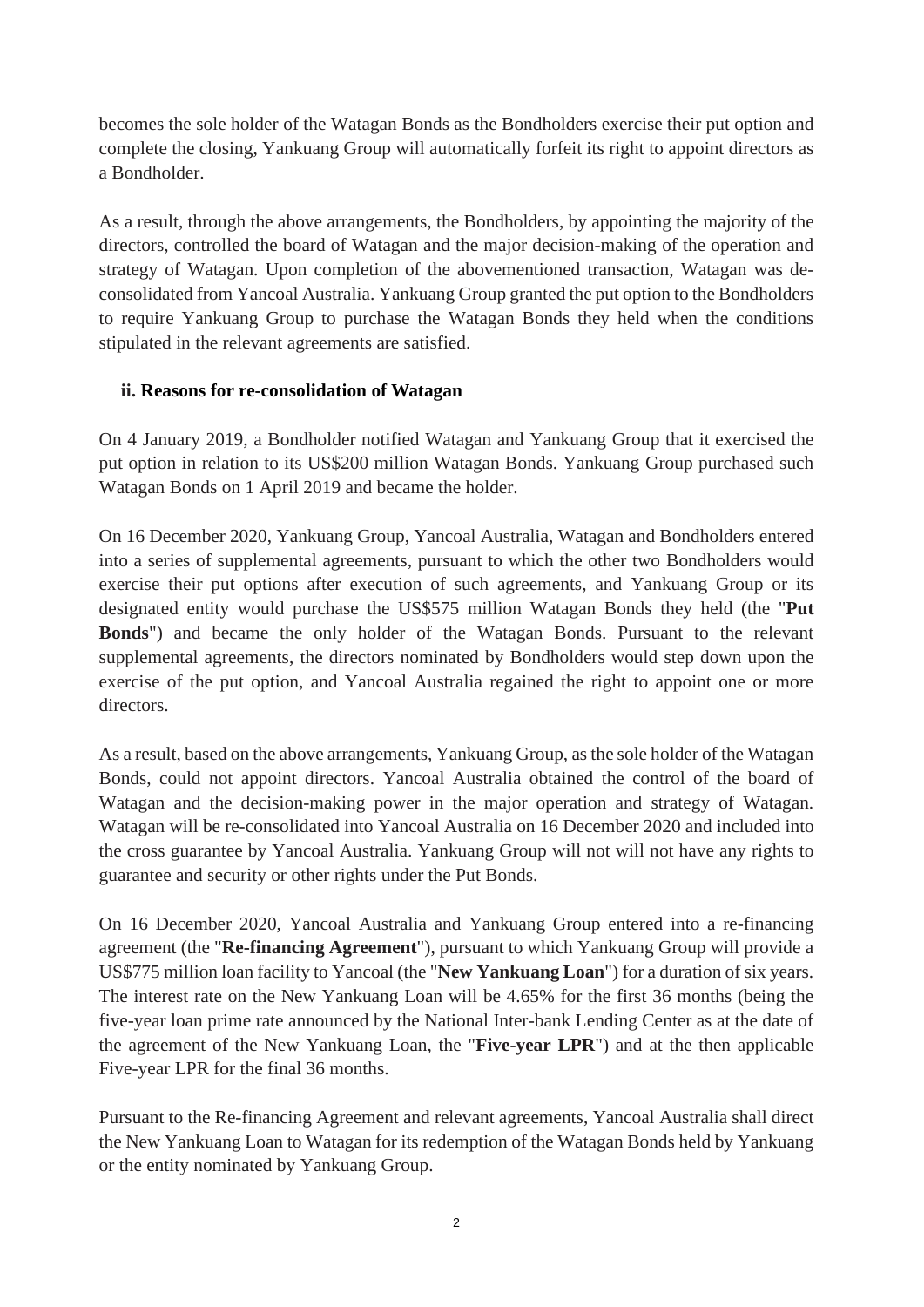becomes the sole holder of the Watagan Bonds as the Bondholders exercise their put option and complete the closing, Yankuang Group will automatically forfeit its right to appoint directors as a Bondholder.

As a result, through the above arrangements, the Bondholders, by appointing the majority of the directors, controlled the board of Watagan and the major decision-making of the operation and strategy of Watagan. Upon completion of the abovementioned transaction, Watagan was de-consolidated from Yancoal Australia. Yankuang Group granted the put option to the Bondholders to require Yankuang Group to purchase the Watagan Bonds they held when the conditions stipulated in the relevant agreements are satisfied.

**ii. Reasons for re-consolidation of Watagan**

On 4 January 2019, a Bondholder notified Watagan and Yankuang Group that it exercised the put option in relation to its US$200 million Watagan Bonds. Yankuang Group purchased such Watagan Bonds on 1 April 2019 and became the holder.

On 16 December 2020, Yankuang Group, Yancoal Australia, Watagan and Bondholders entered into a series of supplemental agreements, pursuant to which the other two Bondholders would exercise their put options after execution of such agreements, and Yankuang Group or its designated entity would purchase the US$575 million Watagan Bonds they held (the "**Put Bonds**") and became the only holder of the Watagan Bonds. Pursuant to the relevant supplemental agreements, the directors nominated by Bondholders would step down upon the exercise of the put option, and Yancoal Australia regained the right to appoint one or more directors.

As a result, based on the above arrangements, Yankuang Group, as the sole holder of the Watagan Bonds, could not appoint directors. Yancoal Australia obtained the control of the board of Watagan and the decision-making power in the major operation and strategy of Watagan. Watagan will be re-consolidated into Yancoal Australia on 16 December 2020 and included into the cross guarantee by Yancoal Australia. Yankuang Group will not will not have any rights to guarantee and security or other rights under the Put Bonds.

On 16 December 2020, Yancoal Australia and Yankuang Group entered into a re-financing agreement (the "**Re-financing Agreement**"), pursuant to which Yankuang Group will provide a US$775 million loan facility to Yancoal (the "**New Yankuang Loan**") for a duration of six years. The interest rate on the New Yankuang Loan will be 4.65% for the first 36 months (being the five-year loan prime rate announced by the National Inter-bank Lending Center as at the date of the agreement of the New Yankuang Loan, the "**Five-year LPR**") and at the then applicable Five-year LPR for the final 36 months.

Pursuant to the Re-financing Agreement and relevant agreements, Yancoal Australia shall direct the New Yankuang Loan to Watagan for its redemption of the Watagan Bonds held by Yankuang or the entity nominated by Yankuang Group.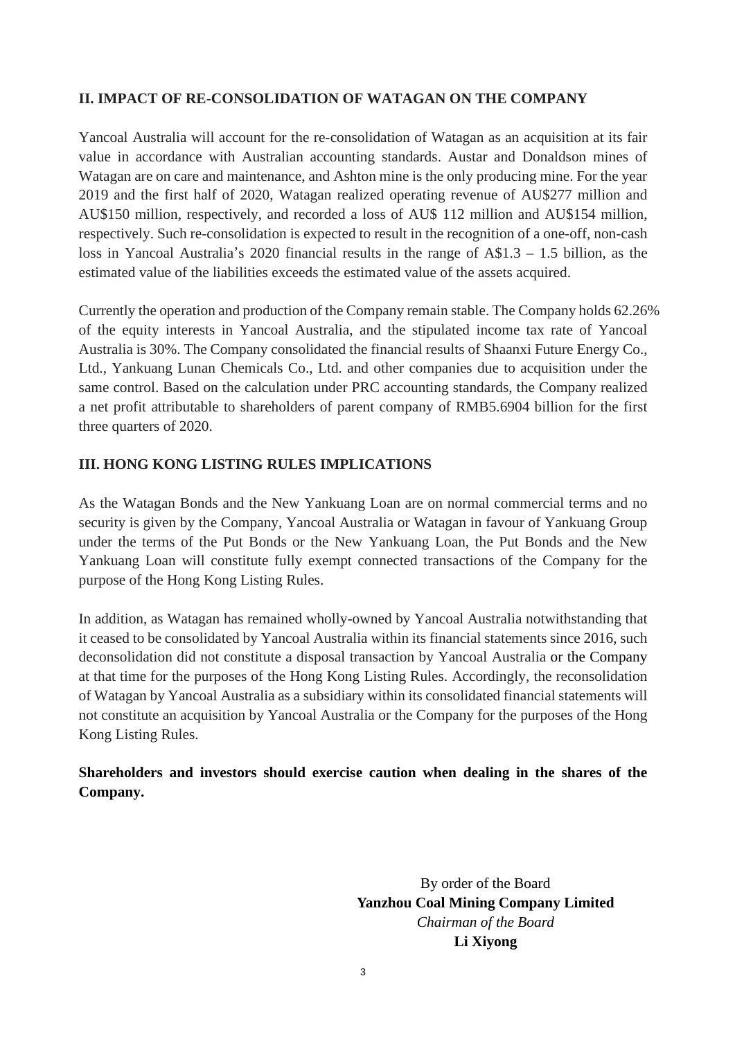## II. IMPACT OF RE-CONSOLIDATION OF WATAGAN ON THE COMPANY

Yancoal Australia will account for the re-consolidation of Watagan as an acquisition at its fair value in accordance with Australian accounting standards. Austar and Donaldson mines of Watagan are on care and maintenance, and Ashton mine is the only producing mine. For the year 2019 and the first half of 2020, Watagan realized operating revenue of AU$277 million and AU$150 million, respectively, and recorded a loss of AU$ 112 million and AU$154 million, respectively. Such re-consolidation is expected to result in the recognition of a one-off, non-cash loss in Yancoal Australia's 2020 financial results in the range of A$1.3 – 1.5 billion, as the estimated value of the liabilities exceeds the estimated value of the assets acquired.

Currently the operation and production of the Company remain stable. The Company holds 62.26% of the equity interests in Yancoal Australia, and the stipulated income tax rate of Yancoal Australia is 30%. The Company consolidated the financial results of Shaanxi Future Energy Co., Ltd., Yankuang Lunan Chemicals Co., Ltd. and other companies due to acquisition under the same control. Based on the calculation under PRC accounting standards, the Company realized a net profit attributable to shareholders of parent company of RMB5.6904 billion for the first three quarters of 2020.

## III. HONG KONG LISTING RULES IMPLICATIONS

As the Watagan Bonds and the New Yankuang Loan are on normal commercial terms and no security is given by the Company, Yancoal Australia or Watagan in favour of Yankuang Group under the terms of the Put Bonds or the New Yankuang Loan, the Put Bonds and the New Yankuang Loan will constitute fully exempt connected transactions of the Company for the purpose of the Hong Kong Listing Rules.

In addition, as Watagan has remained wholly-owned by Yancoal Australia notwithstanding that it ceased to be consolidated by Yancoal Australia within its financial statements since 2016, such deconsolidation did not constitute a disposal transaction by Yancoal Australia or the Company at that time for the purposes of the Hong Kong Listing Rules. Accordingly, the reconsolidation of Watagan by Yancoal Australia as a subsidiary within its consolidated financial statements will not constitute an acquisition by Yancoal Australia or the Company for the purposes of the Hong Kong Listing Rules.

**Shareholders and investors should exercise caution when dealing in the shares of the Company.**

By order of the Board
**Yanzhou Coal Mining Company Limited**
*Chairman of the Board*
**Li Xiyong**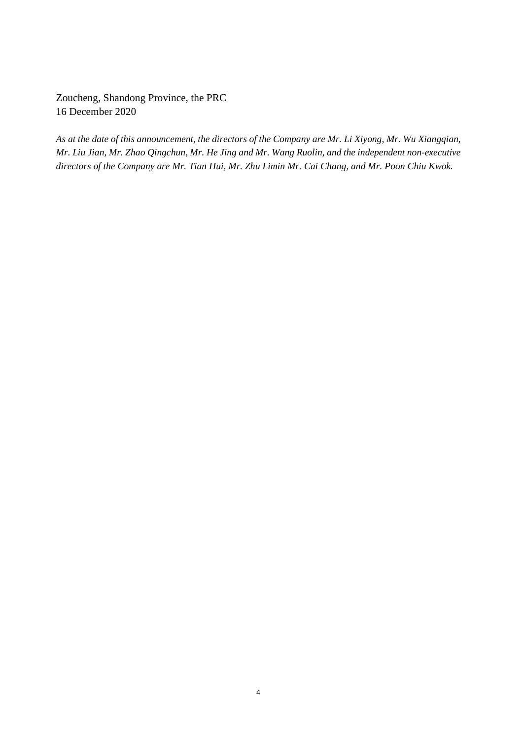Zoucheng, Shandong Province, the PRC
16 December 2020

*As at the date of this announcement, the directors of the Company are Mr. Li Xiyong, Mr. Wu Xiangqian, Mr. Liu Jian, Mr. Zhao Qingchun, Mr. He Jing and Mr. Wang Ruolin, and the independent non-executive directors of the Company are Mr. Tian Hui, Mr. Zhu Limin Mr. Cai Chang, and Mr. Poon Chiu Kwok.*